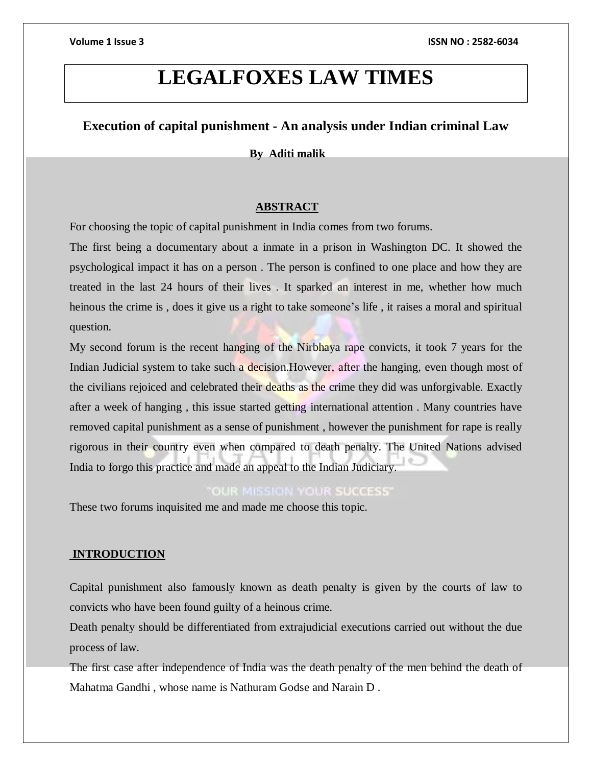# LEGALFOXES LAW TIMES

## Execution of capital punishment - An analysis under Indian criminal Law

**By Aditi malik**

### ABSTRACT

For choosing the topic of capital punishment in India comes from two forums.

The first being a documentary about a inmate in a prison in Washington DC. It showed the psychological impact it has on a person . The person is confined to one place and how they are treated in the last 24 hours of their lives . It sparked an interest in me, whether how much heinous the crime is , does it give us a right to take someone's life , it raises a moral and spiritual question.

My second forum is the recent hanging of the Nirbhaya rape convicts, it took 7 years for the Indian Judicial system to take such a decision.However, after the hanging, even though most of the civilians rejoiced and celebrated their deaths as the crime they did was unforgivable. Exactly after a week of hanging , this issue started getting international attention . Many countries have removed capital punishment as a sense of punishment , however the punishment for rape is really rigorous in their country even when compared to death penalty. The United Nations advised India to forgo this practice and made an appeal to the Indian Judiciary.

These two forums inquisited me and made me choose this topic.

### INTRODUCTION

Capital punishment also famously known as death penalty is given by the courts of law to convicts who have been found guilty of a heinous crime.

Death penalty should be differentiated from extrajudicial executions carried out without the due process of law.

The first case after independence of India was the death penalty of the men behind the death of Mahatma Gandhi , whose name is Nathuram Godse and Narain D .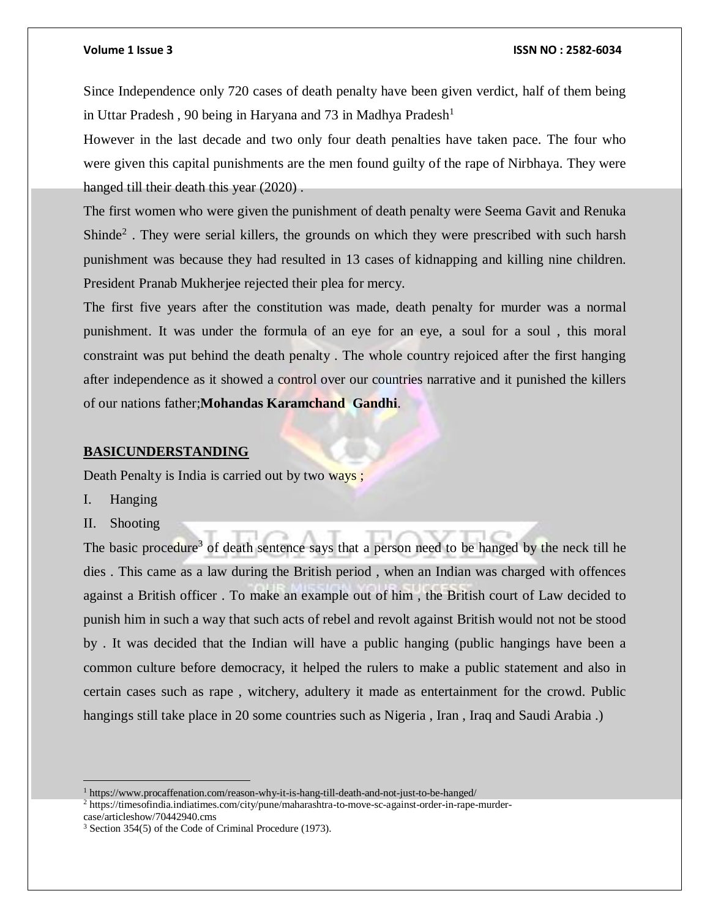Since Independence only 720 cases of death penalty have been given verdict, half of them being in Uttar Pradesh , 90 being in Haryana and 73 in Madhya Pradesh[1]

However in the last decade and two only four death penalties have taken pace. The four who were given this capital punishments are the men found guilty of the rape of Nirbhaya. They were hanged till their death this year (2020) .

The first women who were given the punishment of death penalty were Seema Gavit and Renuka Shinde[2] . They were serial killers, the grounds on which they were prescribed with such harsh punishment was because they had resulted in 13 cases of kidnapping and killing nine children. President Pranab Mukherjee rejected their plea for mercy.

The first five years after the constitution was made, death penalty for murder was a normal punishment. It was under the formula of an eye for an eye, a soul for a soul , this moral constraint was put behind the death penalty . The whole country rejoiced after the first hanging after independence as it showed a control over our countries narrative and it punished the killers of our nations father;**Mohandas Karamchand Gandhi**.

## BASICUNDERSTANDING

Death Penalty is India is carried out by two ways ;

I. Hanging

II. Shooting

The basic procedure[3] of death sentence says that a person need to be hanged by the neck till he dies . This came as a law during the British period , when an Indian was charged with offences against a British officer . To make an example out of him , the British court of Law decided to punish him in such a way that such acts of rebel and revolt against British would not not be stood by . It was decided that the Indian will have a public hanging (public hangings have been a common culture before democracy, it helped the rulers to make a public statement and also in certain cases such as rape , witchery, adultery it made as entertainment for the crowd. Public hangings still take place in 20 some countries such as Nigeria , Iran , Iraq and Saudi Arabia .)

---

[1] https://www.procaffenation.com/reason-why-it-is-hang-till-death-and-not-just-to-be-hanged/

[2] https://timesofindia.indiatimes.com/city/pune/maharashtra-to-move-sc-against-order-in-rape-murder-case/articleshow/70442940.cms

[3] Section 354(5) of the Code of Criminal Procedure (1973).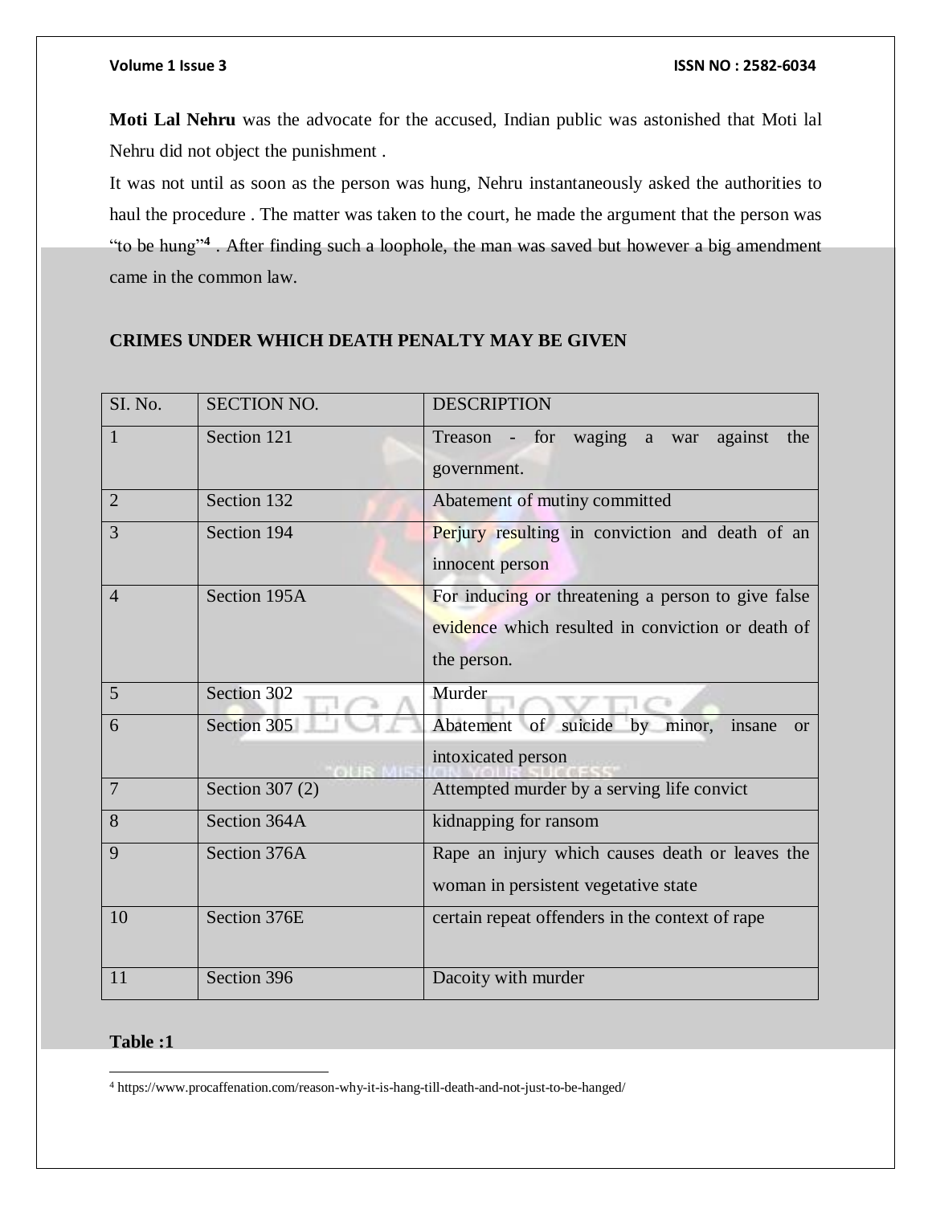**Moti Lal Nehru** was the advocate for the accused, Indian public was astonished that Moti lal Nehru did not object the punishment .

It was not until as soon as the person was hung, Nehru instantaneously asked the authorities to haul the procedure . The matter was taken to the court, he made the argument that the person was "to be hung"[4] . After finding such a loophole, the man was saved but however a big amendment came in the common law.

**CRIMES UNDER WHICH DEATH PENALTY MAY BE GIVEN**

| SI. No. | SECTION NO. | DESCRIPTION |
|---|---|---|
| 1 | Section 121 | Treason - for waging a war against the government. |
| 2 | Section 132 | Abatement of mutiny committed |
| 3 | Section 194 | Perjury resulting in conviction and death of an innocent person |
| 4 | Section 195A | For inducing or threatening a person to give false evidence which resulted in conviction or death of the person. |
| 5 | Section 302 | Murder |
| 6 | Section 305 | Abatement of suicide by minor, insane or intoxicated person |
| 7 | Section 307 (2) | Attempted murder by a serving life convict |
| 8 | Section 364A | kidnapping for ransom |
| 9 | Section 376A | Rape an injury which causes death or leaves the woman in persistent vegetative state |
| 10 | Section 376E | certain repeat offenders in the context of rape |
| 11 | Section 396 | Dacoity with murder |

**Table :1**

[4] https://www.procaffenation.com/reason-why-it-is-hang-till-death-and-not-just-to-be-hanged/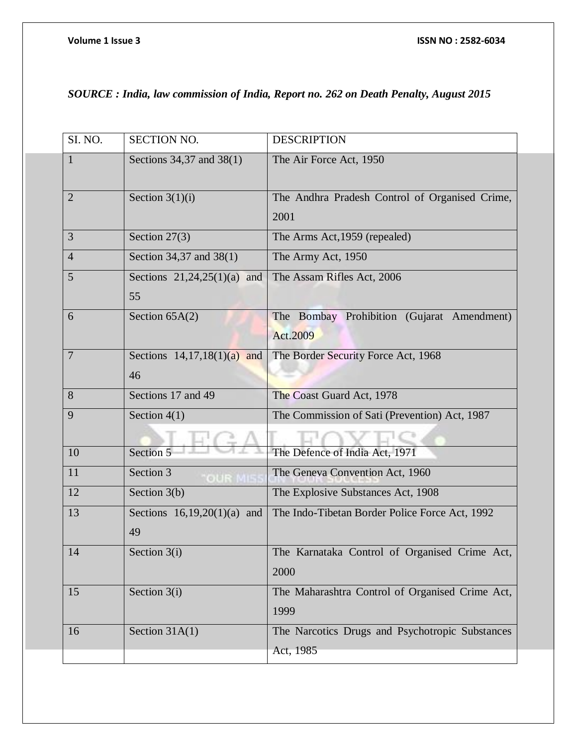***SOURCE : India, law commission of India, Report no. 262 on Death Penalty, August 2015***

| SI. NO. | SECTION NO. | DESCRIPTION |
|---|---|---|
| 1 | Sections 34,37 and 38(1) | The Air Force Act, 1950 |
| 2 | Section 3(1)(i) | The Andhra Pradesh Control of Organised Crime, 2001 |
| 3 | Section 27(3) | The Arms Act,1959 (repealed) |
| 4 | Section 34,37 and 38(1) | The Army Act, 1950 |
| 5 | Sections 21,24,25(1)(a) and 55 | The Assam Rifles Act, 2006 |
| 6 | Section 65A(2) | The Bombay Prohibition (Gujarat Amendment) Act.2009 |
| 7 | Sections 14,17,18(1)(a) and 46 | The Border Security Force Act, 1968 |
| 8 | Sections 17 and 49 | The Coast Guard Act, 1978 |
| 9 | Section 4(1) | The Commission of Sati (Prevention) Act, 1987 |
| 10 | Section 5 | The Defence of India Act, 1971 |
| 11 | Section 3 | The Geneva Convention Act, 1960 |
| 12 | Section 3(b) | The Explosive Substances Act, 1908 |
| 13 | Sections 16,19,20(1)(a) and 49 | The Indo-Tibetan Border Police Force Act, 1992 |
| 14 | Section 3(i) | The Karnataka Control of Organised Crime Act, 2000 |
| 15 | Section 3(i) | The Maharashtra Control of Organised Crime Act, 1999 |
| 16 | Section 31A(1) | The Narcotics Drugs and Psychotropic Substances Act, 1985 |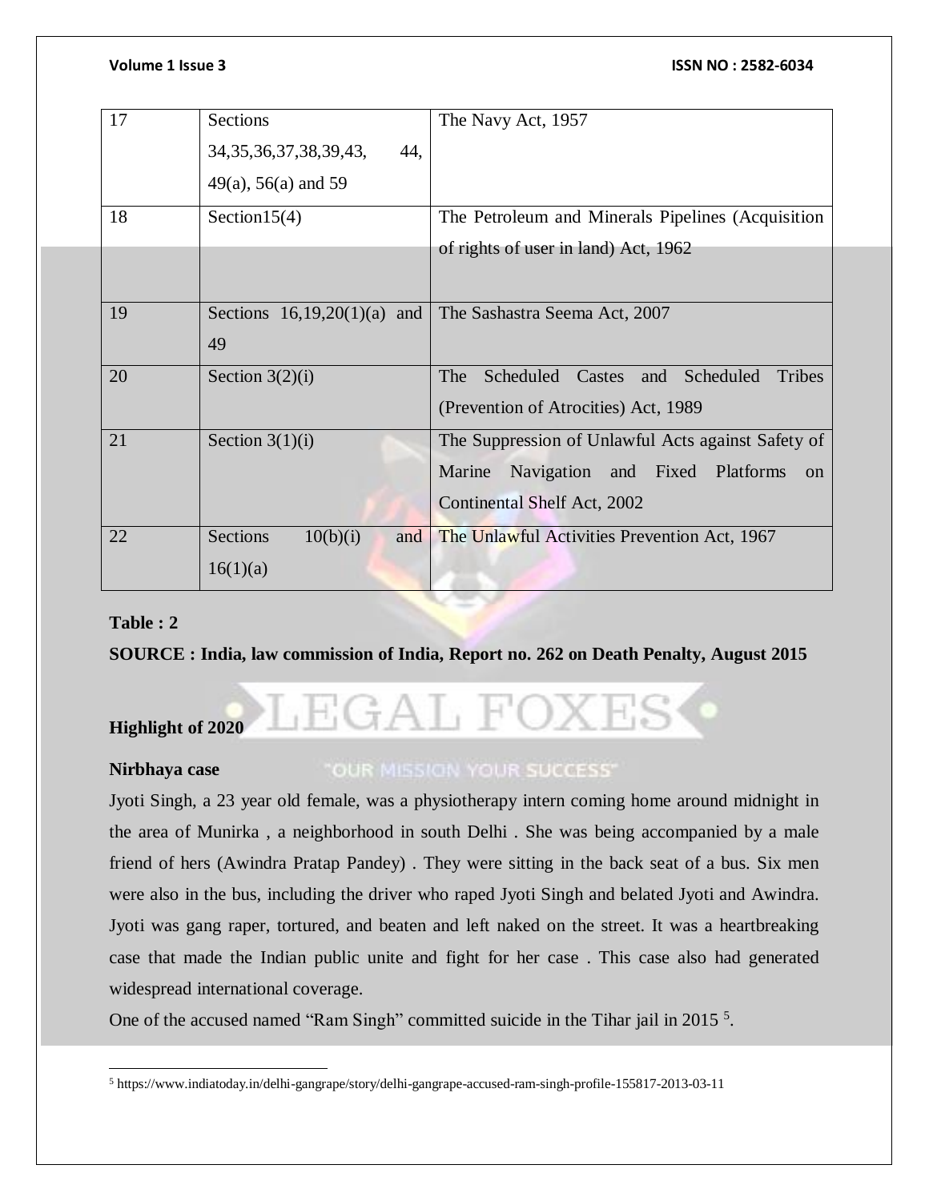| 17 | Sections 34,35,36,37,38,39,43, 44, 49(a), 56(a) and 59 | The Navy Act, 1957 |
|---|---|---|
| 18 | Section15(4) | The Petroleum and Minerals Pipelines (Acquisition of rights of user in land) Act, 1962 |
| 19 | Sections 16,19,20(1)(a) and 49 | The Sashastra Seema Act, 2007 |
| 20 | Section 3(2)(i) | The Scheduled Castes and Scheduled Tribes (Prevention of Atrocities) Act, 1989 |
| 21 | Section 3(1)(i) | The Suppression of Unlawful Acts against Safety of Marine Navigation and Fixed Platforms on Continental Shelf Act, 2002 |
| 22 | Sections 10(b)(i) and 16(1)(a) | The Unlawful Activities Prevention Act, 1967 |

**Table : 2**

**SOURCE : India, law commission of India, Report no. 262 on Death Penalty, August 2015**

**Highlight of 2020**

**Nirbhaya case**

Jyoti Singh, a 23 year old female, was a physiotherapy intern coming home around midnight in the area of Munirka , a neighborhood in south Delhi . She was being accompanied by a male friend of hers (Awindra Pratap Pandey) . They were sitting in the back seat of a bus. Six men were also in the bus, including the driver who raped Jyoti Singh and belated Jyoti and Awindra. Jyoti was gang raper, tortured, and beaten and left naked on the street. It was a heartbreaking case that made the Indian public unite and fight for her case . This case also had generated widespread international coverage.

One of the accused named "Ram Singh" committed suicide in the Tihar jail in 2015 [5].

[5] https://www.indiatoday.in/delhi-gangrape/story/delhi-gangrape-accused-ram-singh-profile-155817-2013-03-11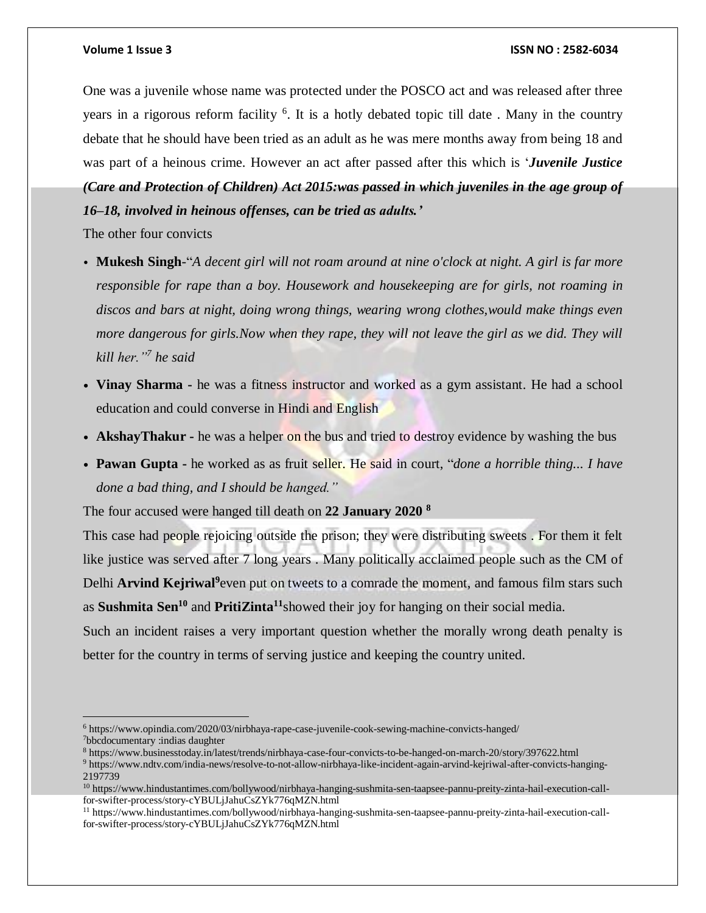One was a juvenile whose name was protected under the POSCO act and was released after three years in a rigorous reform facility [6]. It is a hotly debated topic till date . Many in the country debate that he should have been tried as an adult as he was mere months away from being 18 and was part of a heinous crime. However an act after passed after this which is '***Juvenile Justice (Care and Protection of Children) Act 2015:was passed in which juveniles in the age group of 16–18, involved in heinous offenses, can be tried as adults.'***

The other four convicts

- **Mukesh Singh**-"*A decent girl will not roam around at nine o'clock at night. A girl is far more responsible for rape than a boy. Housework and housekeeping are for girls, not roaming in discos and bars at night, doing wrong things, wearing wrong clothes,would make things even more dangerous for girls.Now when they rape, they will not leave the girl as we did. They will kill her."[7] he said*
- **Vinay Sharma -** he was a fitness instructor and worked as a gym assistant. He had a school education and could converse in Hindi and English
- **AkshayThakur -** he was a helper on the bus and tried to destroy evidence by washing the bus
- **Pawan Gupta -** he worked as as fruit seller. He said in court, "*done a horrible thing... I have done a bad thing, and I should be hanged."*

The four accused were hanged till death on **22 January 2020 [8]**

This case had people rejoicing outside the prison; they were distributing sweets . For them it felt like justice was served after 7 long years . Many politically acclaimed people such as the CM of Delhi **Arvind Kejriwal[9]**even put on tweets to a comrade the moment, and famous film stars such as **Sushmita Sen[10]** and **PritiZinta[11]**showed their joy for hanging on their social media.

Such an incident raises a very important question whether the morally wrong death penalty is better for the country in terms of serving justice and keeping the country united.

---

[6] https://www.opindia.com/2020/03/nirbhaya-rape-case-juvenile-cook-sewing-machine-convicts-hanged/

[7] bbcdocumentary :indias daughter

[8] https://www.businesstoday.in/latest/trends/nirbhaya-case-four-convicts-to-be-hanged-on-march-20/story/397622.html

[9] https://www.ndtv.com/india-news/resolve-to-not-allow-nirbhaya-like-incident-again-arvind-kejriwal-after-convicts-hanging-2197739

[10] https://www.hindustantimes.com/bollywood/nirbhaya-hanging-sushmita-sen-taapsee-pannu-preity-zinta-hail-execution-call-for-swifter-process/story-cYBULjJahuCsZYk776qMZN.html

[11] https://www.hindustantimes.com/bollywood/nirbhaya-hanging-sushmita-sen-taapsee-pannu-preity-zinta-hail-execution-call-for-swifter-process/story-cYBULjJahuCsZYk776qMZN.html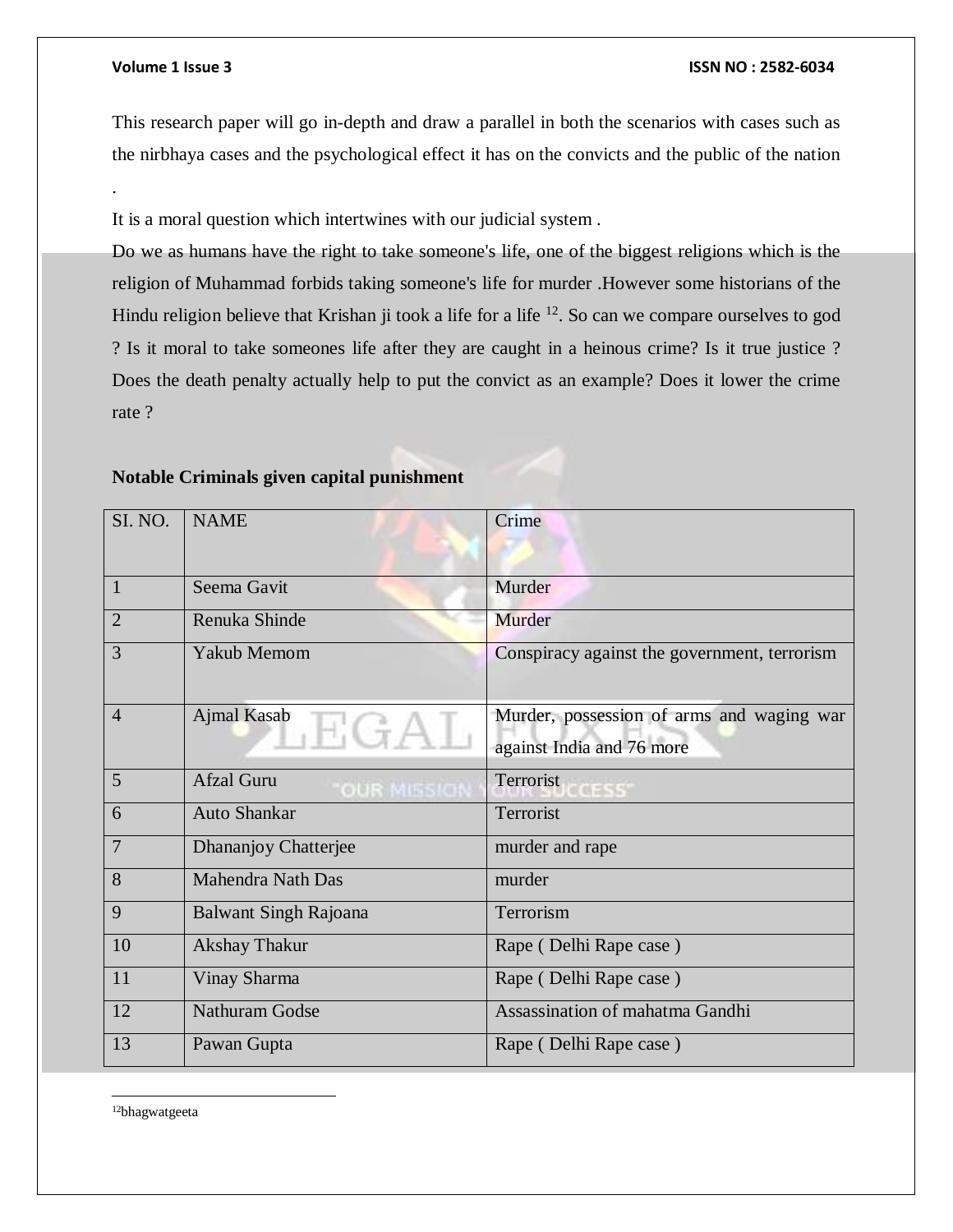This research paper will go in-depth and draw a parallel in both the scenarios with cases such as the nirbhaya cases and the psychological effect it has on the convicts and the public of the nation .

It is a moral question which intertwines with our judicial system .

Do we as humans have the right to take someone's life, one of the biggest religions which is the religion of Muhammad forbids taking someone's life for murder .However some historians of the Hindu religion believe that Krishan ji took a life for a life [12]. So can we compare ourselves to god ? Is it moral to take someones life after they are caught in a heinous crime? Is it true justice ? Does the death penalty actually help to put the convict as an example? Does it lower the crime rate ?

**Notable Criminals given capital punishment**

| SI. NO. | NAME | Crime |
|---|---|---|
| 1 | Seema Gavit | Murder |
| 2 | Renuka Shinde | Murder |
| 3 | Yakub Memom | Conspiracy against the government, terrorism |
| 4 | Ajmal Kasab | Murder, possession of arms and waging war against India and 76 more |
| 5 | Afzal Guru | Terrorist |
| 6 | Auto Shankar | Terrorist |
| 7 | Dhananjoy Chatterjee | murder and rape |
| 8 | Mahendra Nath Das | murder |
| 9 | Balwant Singh Rajoana | Terrorism |
| 10 | Akshay Thakur | Rape ( Delhi Rape case ) |
| 11 | Vinay Sharma | Rape ( Delhi Rape case ) |
| 12 | Nathuram Godse | Assassination of mahatma Gandhi |
| 13 | Pawan Gupta | Rape ( Delhi Rape case ) |

[12] bhagwatgeeta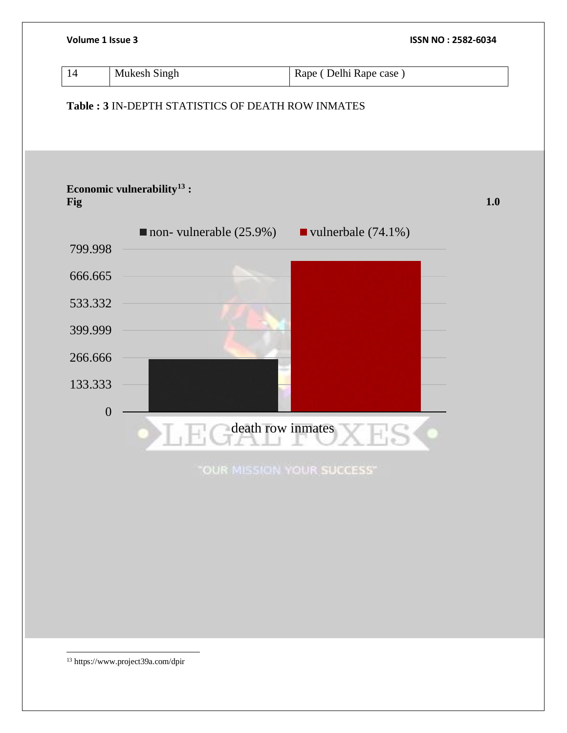| 14 | Mukesh Singh | Rape ( Delhi Rape case ) |
|---|---|---|

**Table : 3** IN-DEPTH STATISTICS OF DEATH ROW INMATES

**Economic vulnerability[13] :**

**Fig 1.0**

■ non- vulnerable (25.9%) ■ vulnerbale (74.1%)

799.998
666.665
533.332
399.999
266.666
133.333
0

death row inmates

[13] https://www.project39a.com/dpir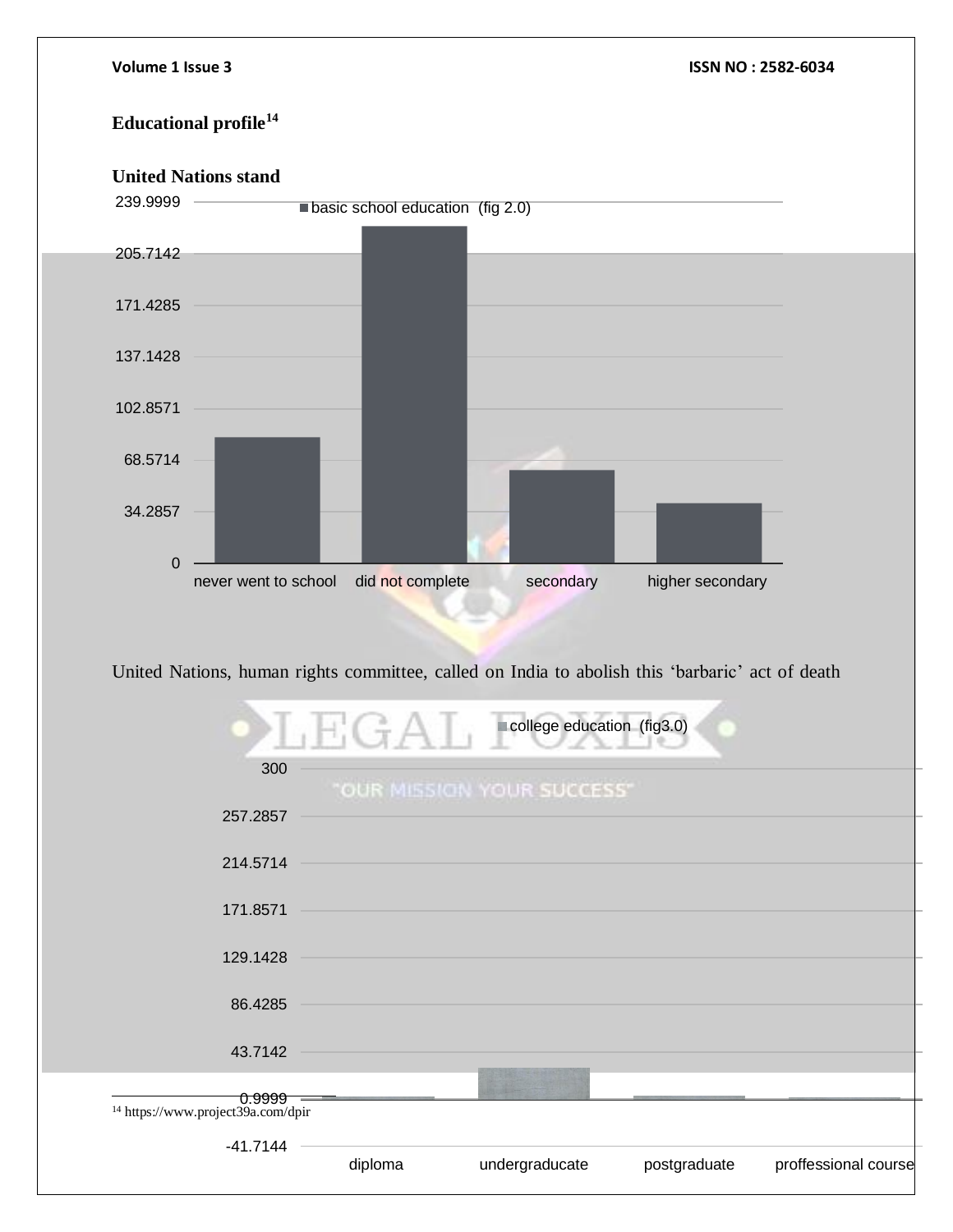**Educational profile**[14]

**United Nations stand**

basic school education (fig 2.0)

| | basic school education (fig 2.0) |
|---|---|
| never went to school | |
| did not complete | |
| secondary | |
| higher secondary | |

United Nations, human rights committee, called on India to abolish this 'barbaric' act of death

college education (fig3.0)

| | college education (fig3.0) |
|---|---|
| diploma | |
| undergraducate | |
| postgraduate | |
| proffessional course | |

[14] https://www.project39a.com/dpir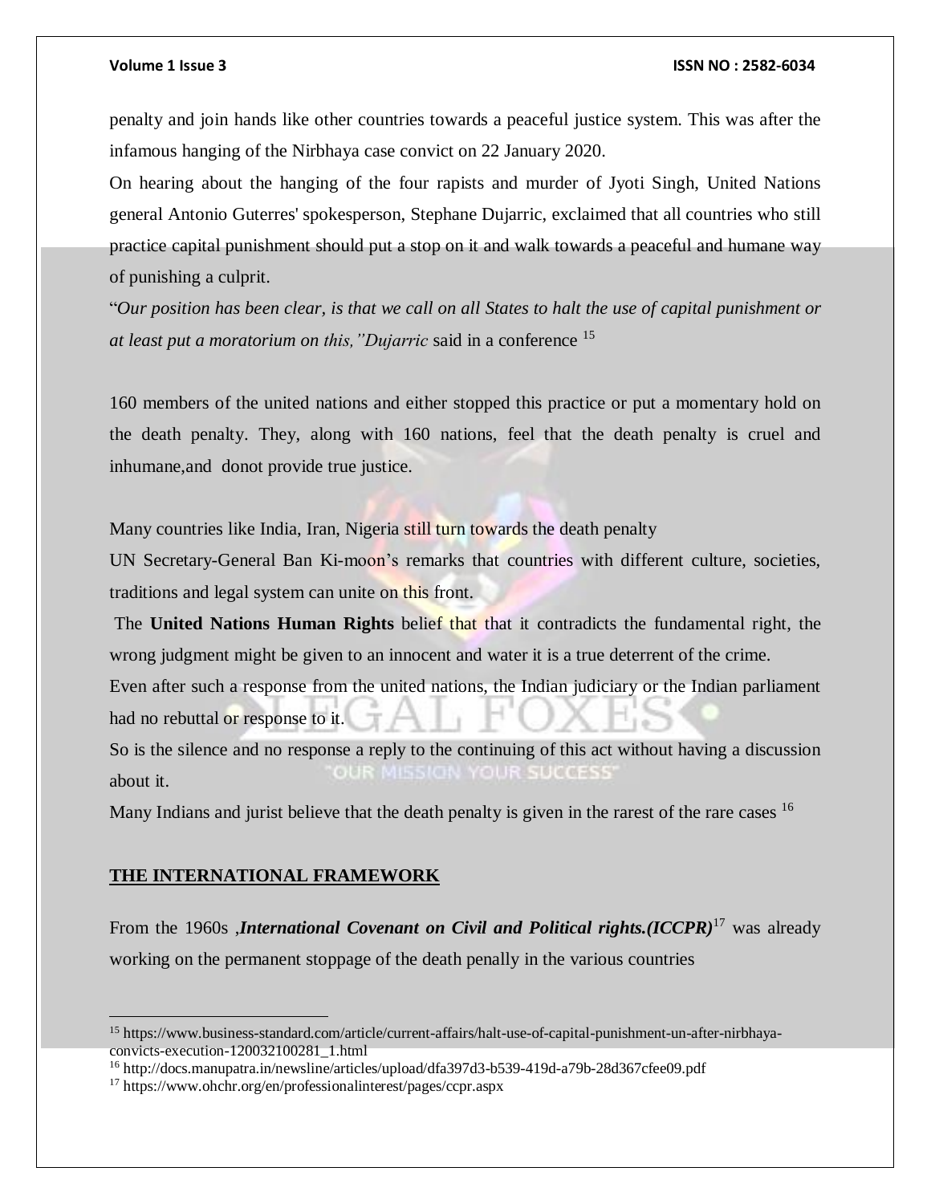penalty and join hands like other countries towards a peaceful justice system. This was after the infamous hanging of the Nirbhaya case convict on 22 January 2020.

On hearing about the hanging of the four rapists and murder of Jyoti Singh, United Nations general Antonio Guterres' spokesperson, Stephane Dujarric, exclaimed that all countries who still practice capital punishment should put a stop on it and walk towards a peaceful and humane way of punishing a culprit.

"*Our position has been clear, is that we call on all States to halt the use of capital punishment or at least put a moratorium on this,"Dujarric* said in a conference [15]

160 members of the united nations and either stopped this practice or put a momentary hold on the death penalty. They, along with 160 nations, feel that the death penalty is cruel and inhumane,and donot provide true justice.

Many countries like India, Iran, Nigeria still turn towards the death penalty

UN Secretary-General Ban Ki-moon's remarks that countries with different culture, societies, traditions and legal system can unite on this front.

The **United Nations Human Rights** belief that that it contradicts the fundamental right, the wrong judgment might be given to an innocent and water it is a true deterrent of the crime.

Even after such a response from the united nations, the Indian judiciary or the Indian parliament had no rebuttal or response to it.

So is the silence and no response a reply to the continuing of this act without having a discussion about it.

Many Indians and jurist believe that the death penalty is given in the rarest of the rare cases [16]

## THE INTERNATIONAL FRAMEWORK

From the 1960s ,***International Covenant on Civil and Political rights.(ICCPR)***[17] was already working on the permanent stoppage of the death penally in the various countries

---

[15] https://www.business-standard.com/article/current-affairs/halt-use-of-capital-punishment-un-after-nirbhaya-convicts-execution-120032100281_1.html

[16] http://docs.manupatra.in/newsline/articles/upload/dfa397d3-b539-419d-a79b-28d367cfee09.pdf

[17] https://www.ohchr.org/en/professionalinterest/pages/ccpr.aspx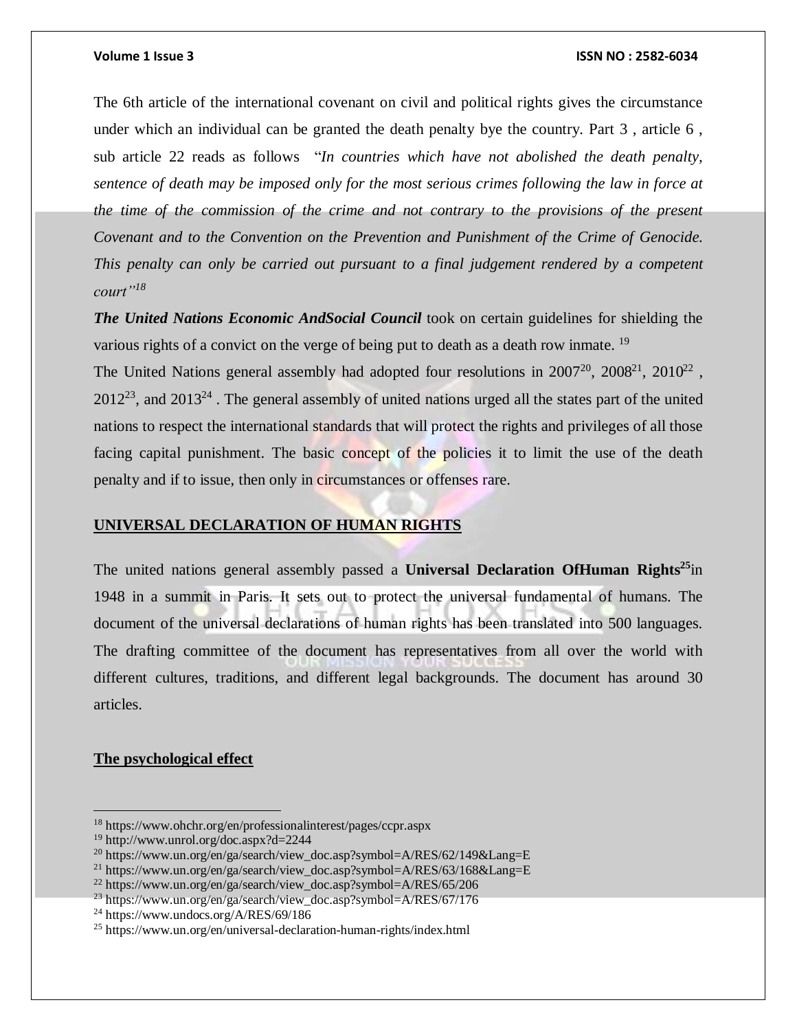The 6th article of the international covenant on civil and political rights gives the circumstance under which an individual can be granted the death penalty bye the country. Part 3 , article 6 , sub article 22 reads as follows "*In countries which have not abolished the death penalty, sentence of death may be imposed only for the most serious crimes following the law in force at the time of the commission of the crime and not contrary to the provisions of the present Covenant and to the Convention on the Prevention and Punishment of the Crime of Genocide. This penalty can only be carried out pursuant to a final judgement rendered by a competent court*"[18]

***The United Nations Economic AndSocial Council*** took on certain guidelines for shielding the various rights of a convict on the verge of being put to death as a death row inmate. [19]

The United Nations general assembly had adopted four resolutions in 2007[20], 2008[21], 2010[22] , 2012[23], and 2013[24] . The general assembly of united nations urged all the states part of the united nations to respect the international standards that will protect the rights and privileges of all those facing capital punishment. The basic concept of the policies it to limit the use of the death penalty and if to issue, then only in circumstances or offenses rare.

## UNIVERSAL DECLARATION OF HUMAN RIGHTS

The united nations general assembly passed a **Universal Declaration OfHuman Rights**[25]in 1948 in a summit in Paris. It sets out to protect the universal fundamental of humans. The document of the universal declarations of human rights has been translated into 500 languages. The drafting committee of the document has representatives from all over the world with different cultures, traditions, and different legal backgrounds. The document has around 30 articles.

## The psychological effect

---

[18] https://www.ohchr.org/en/professionalinterest/pages/ccpr.aspx

[19] http://www.unrol.org/doc.aspx?d=2244

[20] https://www.un.org/en/ga/search/view_doc.asp?symbol=A/RES/62/149&Lang=E

[21] https://www.un.org/en/ga/search/view_doc.asp?symbol=A/RES/63/168&Lang=E

[22] https://www.un.org/en/ga/search/view_doc.asp?symbol=A/RES/65/206

[23] https://www.un.org/en/ga/search/view_doc.asp?symbol=A/RES/67/176

[24] https://www.undocs.org/A/RES/69/186

[25] https://www.un.org/en/universal-declaration-human-rights/index.html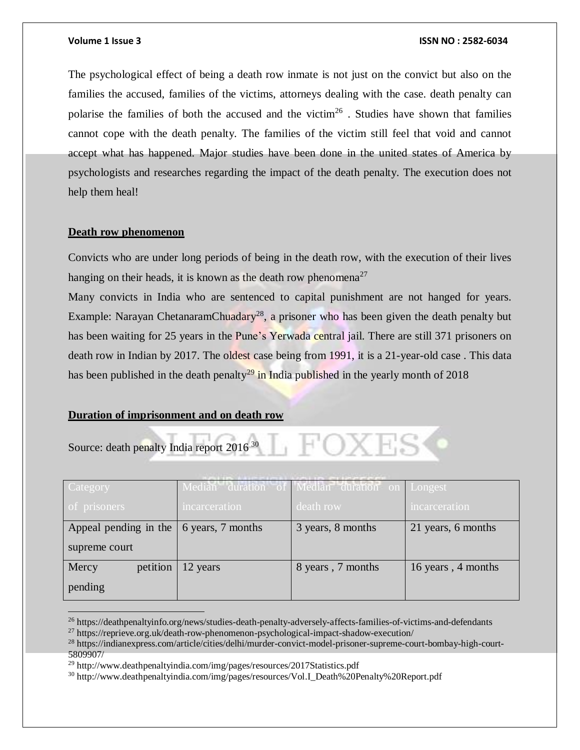The psychological effect of being a death row inmate is not just on the convict but also on the families the accused, families of the victims, attorneys dealing with the case. death penalty can polarise the families of both the accused and the victim[26] . Studies have shown that families cannot cope with the death penalty. The families of the victim still feel that void and cannot accept what has happened. Major studies have been done in the united states of America by psychologists and researches regarding the impact of the death penalty. The execution does not help them heal!

**Death row phenomenon**

Convicts who are under long periods of being in the death row, with the execution of their lives hanging on their heads, it is known as the death row phenomena[27]

Many convicts in India who are sentenced to capital punishment are not hanged for years. Example: Narayan ChetanaramChuadary[28], a prisoner who has been given the death penalty but has been waiting for 25 years in the Pune's Yerwada central jail. There are still 371 prisoners on death row in Indian by 2017. The oldest case being from 1991, it is a 21-year-old case . This data has been published in the death penalty[29] in India published in the yearly month of 2018

**Duration of imprisonment and on death row**

Source: death penalty India report 2016 [30]

| Category of prisoners | Median duration of incarceration | Median duration on death row | Longest incarceration |
|---|---|---|---|
| Appeal pending in the supreme court | 6 years, 7 months | 3 years, 8 months | 21 years, 6 months |
| Mercy petition pending | 12 years | 8 years , 7 months | 16 years , 4 months |

[26] https://deathpenaltyinfo.org/news/studies-death-penalty-adversely-affects-families-of-victims-and-defendants

[27] https://reprieve.org.uk/death-row-phenomenon-psychological-impact-shadow-execution/

[28] https://indianexpress.com/article/cities/delhi/murder-convict-model-prisoner-supreme-court-bombay-high-court-5809907/

[29] http://www.deathpenaltyindia.com/img/pages/resources/2017Statistics.pdf

[30] http://www.deathpenaltyindia.com/img/pages/resources/Vol.I_Death%20Penalty%20Report.pdf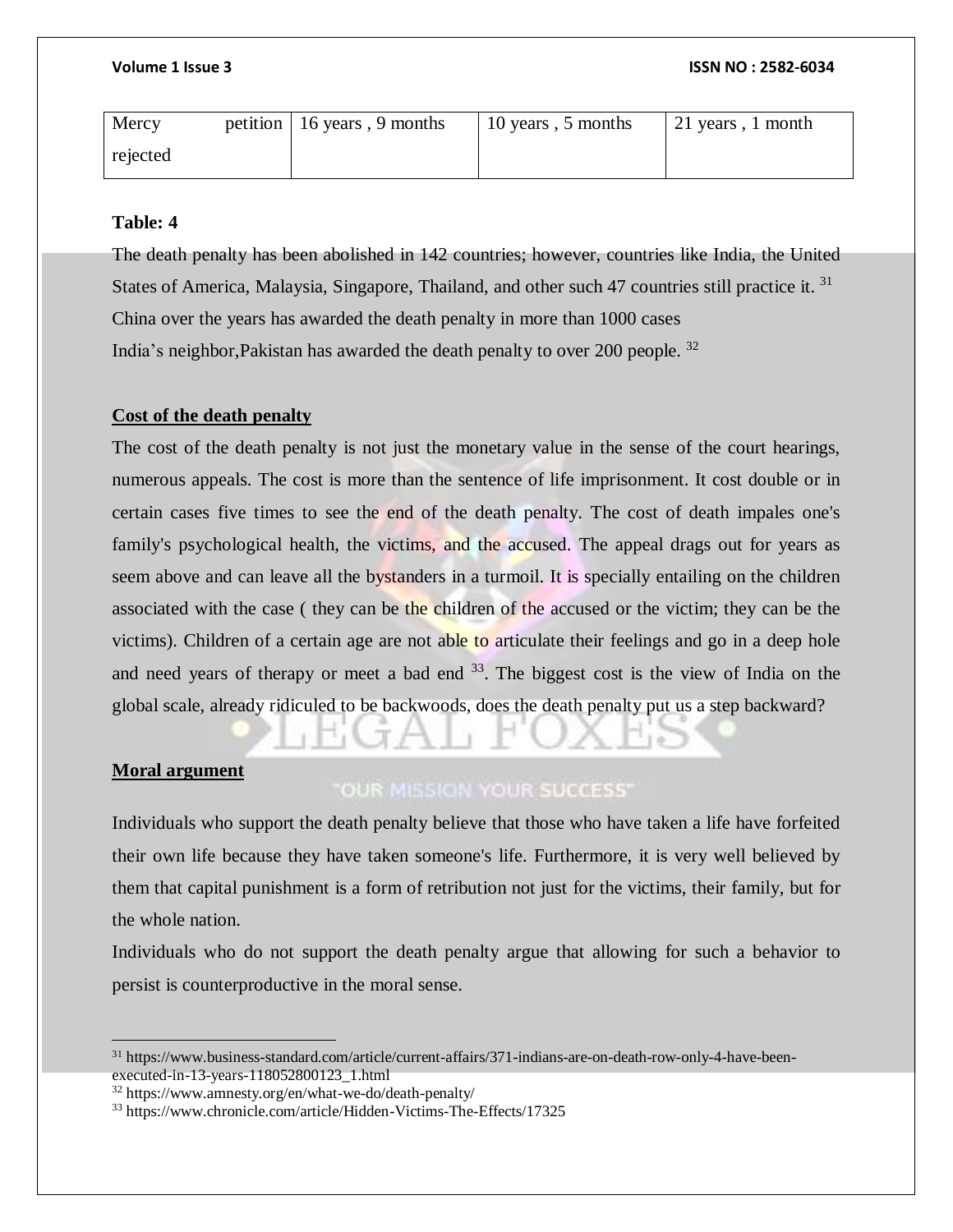| Mercy petition rejected | 16 years , 9 months | 10 years , 5 months | 21 years , 1 month |
|---|---|---|---|

**Table: 4**

The death penalty has been abolished in 142 countries; however, countries like India, the United States of America, Malaysia, Singapore, Thailand, and other such 47 countries still practice it. [31]
China over the years has awarded the death penalty in more than 1000 cases
India's neighbor,Pakistan has awarded the death penalty to over 200 people. [32]

**Cost of the death penalty**

The cost of the death penalty is not just the monetary value in the sense of the court hearings, numerous appeals. The cost is more than the sentence of life imprisonment. It cost double or in certain cases five times to see the end of the death penalty. The cost of death impales one's family's psychological health, the victims, and the accused. The appeal drags out for years as seem above and can leave all the bystanders in a turmoil. It is specially entailing on the children associated with the case ( they can be the children of the accused or the victim; they can be the victims). Children of a certain age are not able to articulate their feelings and go in a deep hole and need years of therapy or meet a bad end [33]. The biggest cost is the view of India on the global scale, already ridiculed to be backwoods, does the death penalty put us a step backward?

**Moral argument**

Individuals who support the death penalty believe that those who have taken a life have forfeited their own life because they have taken someone's life. Furthermore, it is very well believed by them that capital punishment is a form of retribution not just for the victims, their family, but for the whole nation.
Individuals who do not support the death penalty argue that allowing for such a behavior to persist is counterproductive in the moral sense.

---

[31] https://www.business-standard.com/article/current-affairs/371-indians-are-on-death-row-only-4-have-been-executed-in-13-years-118052800123_1.html
[32] https://www.amnesty.org/en/what-we-do/death-penalty/
[33] https://www.chronicle.com/article/Hidden-Victims-The-Effects/17325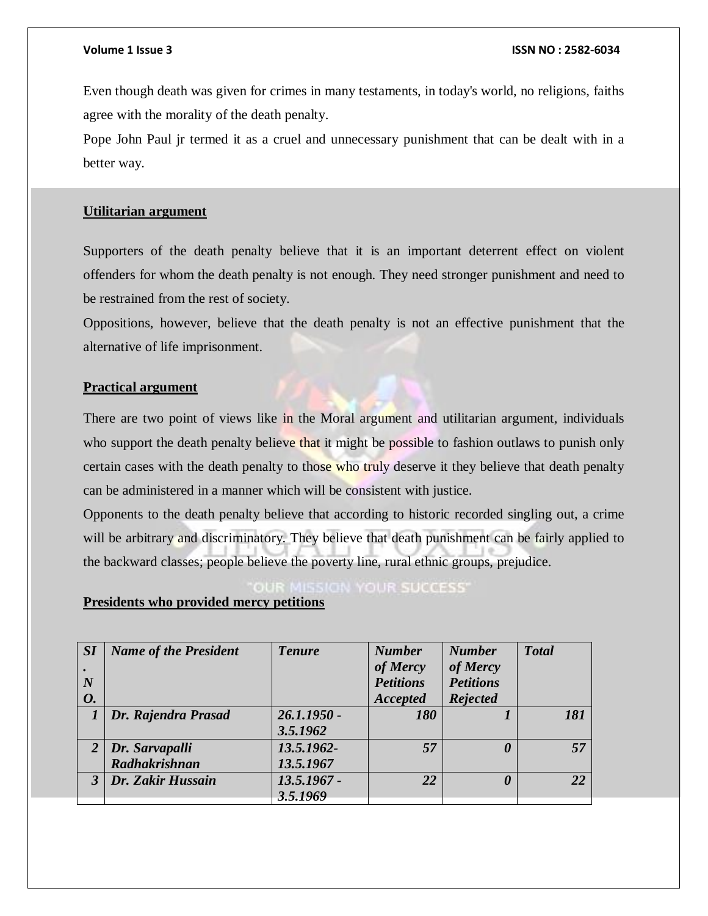Even though death was given for crimes in many testaments, in today's world, no religions, faiths agree with the morality of the death penalty.

Pope John Paul jr termed it as a cruel and unnecessary punishment that can be dealt with in a better way.

**Utilitarian argument**

Supporters of the death penalty believe that it is an important deterrent effect on violent offenders for whom the death penalty is not enough. They need stronger punishment and need to be restrained from the rest of society.

Oppositions, however, believe that the death penalty is not an effective punishment that the alternative of life imprisonment.

**Practical argument**

There are two point of views like in the Moral argument and utilitarian argument, individuals who support the death penalty believe that it might be possible to fashion outlaws to punish only certain cases with the death penalty to those who truly deserve it they believe that death penalty can be administered in a manner which will be consistent with justice.

Opponents to the death penalty believe that according to historic recorded singling out, a crime will be arbitrary and discriminatory. They believe that death punishment can be fairly applied to the backward classes; people believe the poverty line, rural ethnic groups, prejudice.

**Presidents who provided mercy petitions**

| SI. NO. | Name of the President | Tenure | Number of Mercy Petitions Accepted | Number of Mercy Petitions Rejected | Total |
|---|---|---|---|---|---|
| 1 | Dr. Rajendra Prasad | 26.1.1950 - 3.5.1962 | 180 | 1 | 181 |
| 2 | Dr. Sarvapalli Radhakrishnan | 13.5.1962- 13.5.1967 | 57 | 0 | 57 |
| 3 | Dr. Zakir Hussain | 13.5.1967 - 3.5.1969 | 22 | 0 | 22 |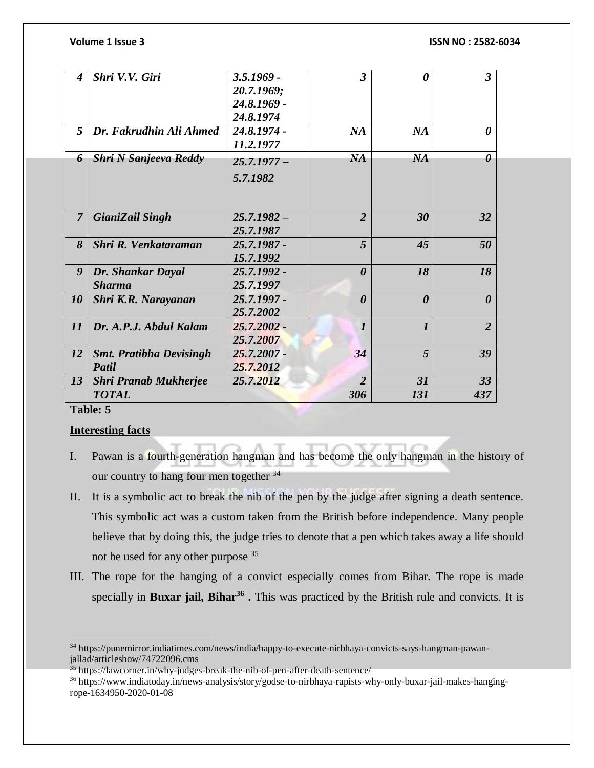| | | | | | |
|---|---|---|---|---|---|
| *4* | *Shri V.V. Giri* | *3.5.1969 - 20.7.1969; 24.8.1969 - 24.8.1974* | *3* | *0* | *3* |
| *5* | *Dr. Fakrudhin Ali Ahmed* | *24.8.1974 - 11.2.1977* | *NA* | *NA* | *0* |
| *6* | *Shri N Sanjeeva Reddy* | *25.7.1977 – 5.7.1982* | *NA* | *NA* | *0* |
| *7* | *GianiZail Singh* | *25.7.1982 – 25.7.1987* | *2* | *30* | *32* |
| *8* | *Shri R. Venkataraman* | *25.7.1987 - 15.7.1992* | *5* | *45* | *50* |
| *9* | *Dr. Shankar Dayal Sharma* | *25.7.1992 - 25.7.1997* | *0* | *18* | *18* |
| *10* | *Shri K.R. Narayanan* | *25.7.1997 - 25.7.2002* | *0* | *0* | *0* |
| *11* | *Dr. A.P.J. Abdul Kalam* | *25.7.2002 - 25.7.2007* | *1* | *1* | *2* |
| *12* | *Smt. Pratibha Devisingh Patil* | *25.7.2007 - 25.7.2012* | *34* | *5* | *39* |
| *13* | *Shri Pranab Mukherjee* | *25.7.2012* | *2* | *31* | *33* |
| | *TOTAL* | | *306* | *131* | *437* |

**Table: 5**

**Interesting facts**

I. Pawan is a fourth-generation hangman and has become the only hangman in the history of our country to hang four men together [34]

II. It is a symbolic act to break the nib of the pen by the judge after signing a death sentence. This symbolic act was a custom taken from the British before independence. Many people believe that by doing this, the judge tries to denote that a pen which takes away a life should not be used for any other purpose [35]

III. The rope for the hanging of a convict especially comes from Bihar. The rope is made specially in **Buxar jail, Bihar[36] .** This was practiced by the British rule and convicts. It is

---

[34] https://punemirror.indiatimes.com/news/india/happy-to-execute-nirbhaya-convicts-says-hangman-pawan-jallad/articleshow/74722096.cms

[35] https://lawcorner.in/why-judges-break-the-nib-of-pen-after-death-sentence/

[36] https://www.indiatoday.in/news-analysis/story/godse-to-nirbhaya-rapists-why-only-buxar-jail-makes-hanging-rope-1634950-2020-01-08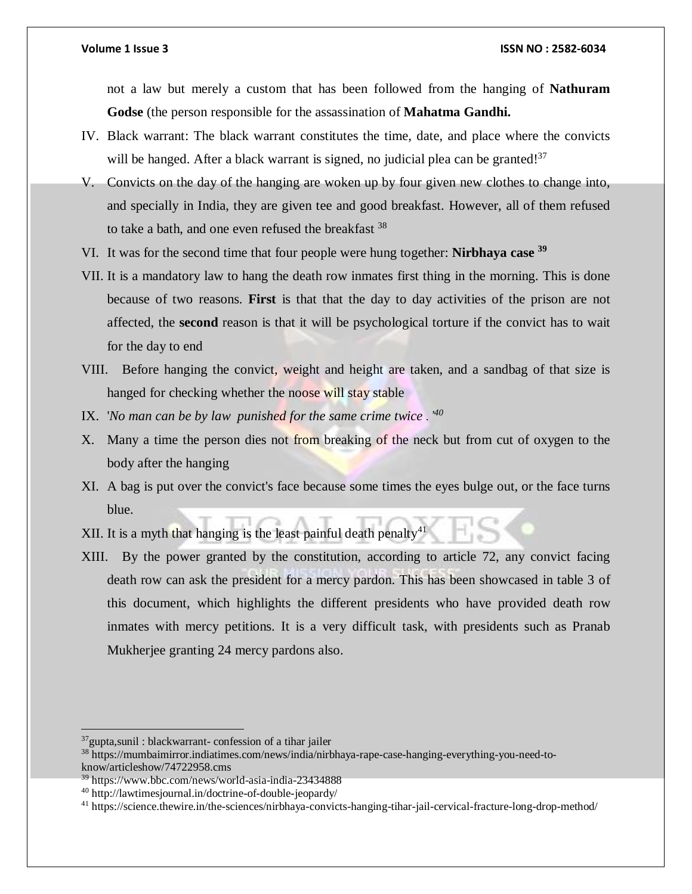not a law but merely a custom that has been followed from the hanging of **Nathuram Godse** (the person responsible for the assassination of **Mahatma Gandhi.**

IV. Black warrant: The black warrant constitutes the time, date, and place where the convicts will be hanged. After a black warrant is signed, no judicial plea can be granted![37]

V. Convicts on the day of the hanging are woken up by four given new clothes to change into, and specially in India, they are given tee and good breakfast. However, all of them refused to take a bath, and one even refused the breakfast [38]

VI. It was for the second time that four people were hung together: **Nirbhaya case** [39]

VII. It is a mandatory law to hang the death row inmates first thing in the morning. This is done because of two reasons. **First** is that that the day to day activities of the prison are not affected, the **second** reason is that it will be psychological torture if the convict has to wait for the day to end

VIII. Before hanging the convict, weight and height are taken, and a sandbag of that size is hanged for checking whether the noose will stay stable

IX. '*No man can be by law punished for the same crime twice .'*[40]

X. Many a time the person dies not from breaking of the neck but from cut of oxygen to the body after the hanging

XI. A bag is put over the convict's face because some times the eyes bulge out, or the face turns blue.

XII. It is a myth that hanging is the least painful death penalty[41]

XIII. By the power granted by the constitution, according to article 72, any convict facing death row can ask the president for a mercy pardon. This has been showcased in table 3 of this document, which highlights the different presidents who have provided death row inmates with mercy petitions. It is a very difficult task, with presidents such as Pranab Mukherjee granting 24 mercy pardons also.

---

[37] gupta,sunil : blackwarrant- confession of a tihar jailer

[38] https://mumbaimirror.indiatimes.com/news/india/nirbhaya-rape-case-hanging-everything-you-need-to-know/articleshow/74722958.cms

[39] https://www.bbc.com/news/world-asia-india-23434888

[40] http://lawtimesjournal.in/doctrine-of-double-jeopardy/

[41] https://science.thewire.in/the-sciences/nirbhaya-convicts-hanging-tihar-jail-cervical-fracture-long-drop-method/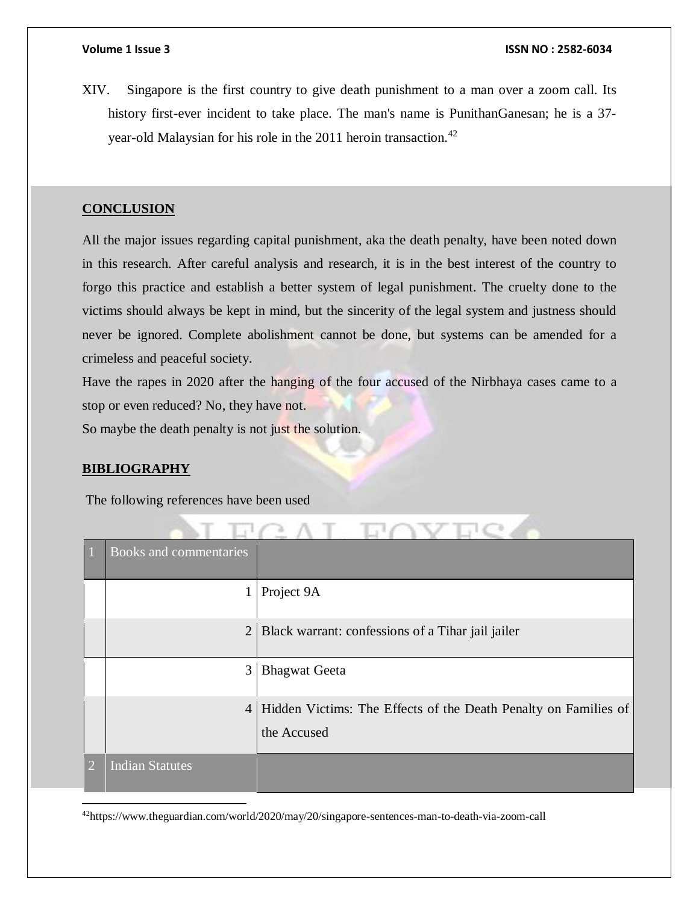XIV. Singapore is the first country to give death punishment to a man over a zoom call. Its history first-ever incident to take place. The man's name is PunithanGanesan; he is a 37-year-old Malaysian for his role in the 2011 heroin transaction.[42]

## CONCLUSION

All the major issues regarding capital punishment, aka the death penalty, have been noted down in this research. After careful analysis and research, it is in the best interest of the country to forgo this practice and establish a better system of legal punishment. The cruelty done to the victims should always be kept in mind, but the sincerity of the legal system and justness should never be ignored. Complete abolishment cannot be done, but systems can be amended for a crimeless and peaceful society.

Have the rapes in 2020 after the hanging of the four accused of the Nirbhaya cases came to a stop or even reduced? No, they have not.

So maybe the death penalty is not just the solution.

## BIBLIOGRAPHY

The following references have been used

| 1 | Books and commentaries | |
|---|---|---|
| | 1 | Project 9A |
| | 2 | Black warrant: confessions of a Tihar jail jailer |
| | 3 | Bhagwat Geeta |
| | 4 | Hidden Victims: The Effects of the Death Penalty on Families of the Accused |
| 2 | Indian Statutes | |

[42] https://www.theguardian.com/world/2020/may/20/singapore-sentences-man-to-death-via-zoom-call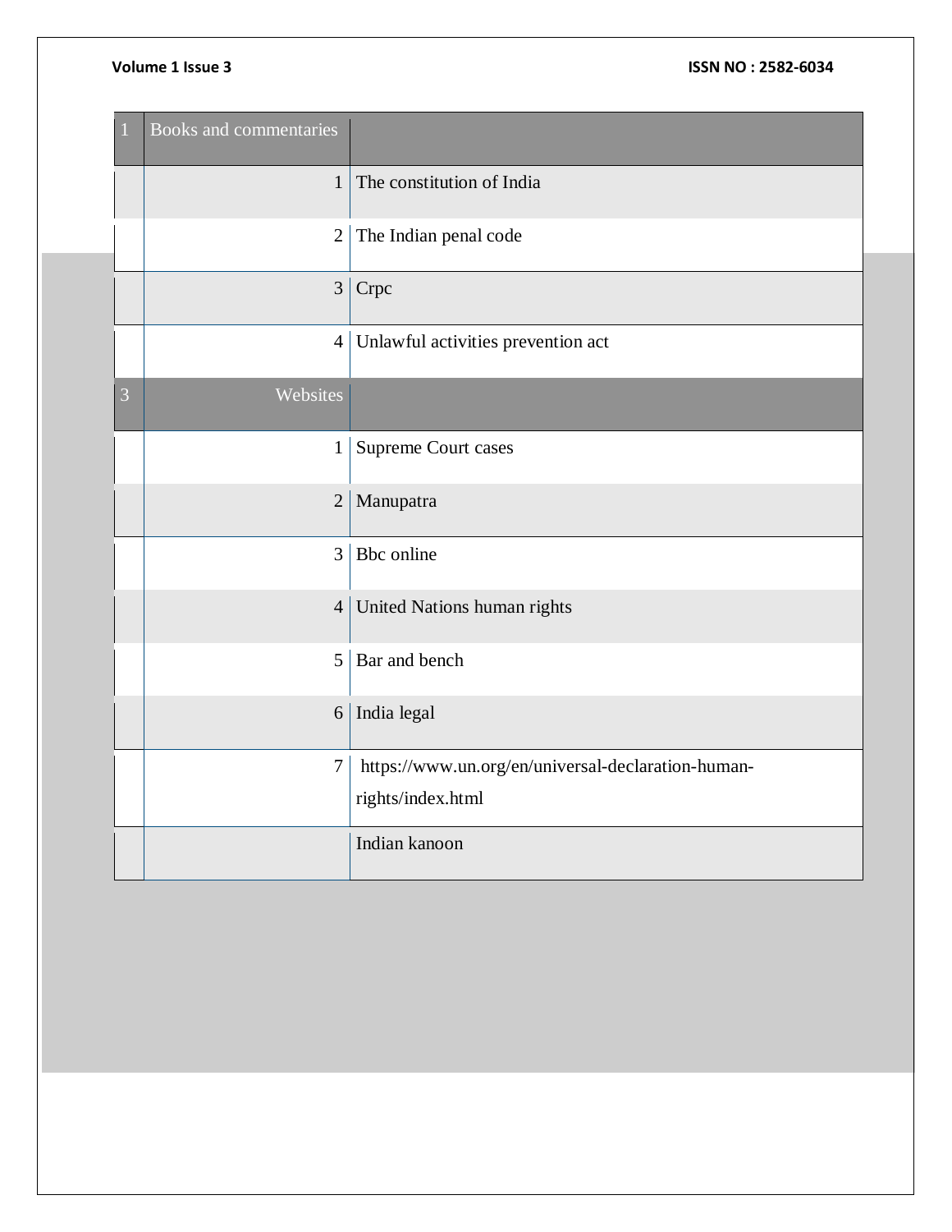| | | |
|---|---|---|
| 1 | Books and commentaries | |
| | 1 | The constitution of India |
| | 2 | The Indian penal code |
| | 3 | Crpc |
| | 4 | Unlawful activities prevention act |
| 3 | Websites | |
| | 1 | Supreme Court cases |
| | 2 | Manupatra |
| | 3 | Bbc online |
| | 4 | United Nations human rights |
| | 5 | Bar and bench |
| | 6 | India legal |
| | 7 | https://www.un.org/en/universal-declaration-human-rights/index.html |
| | | Indian kanoon |